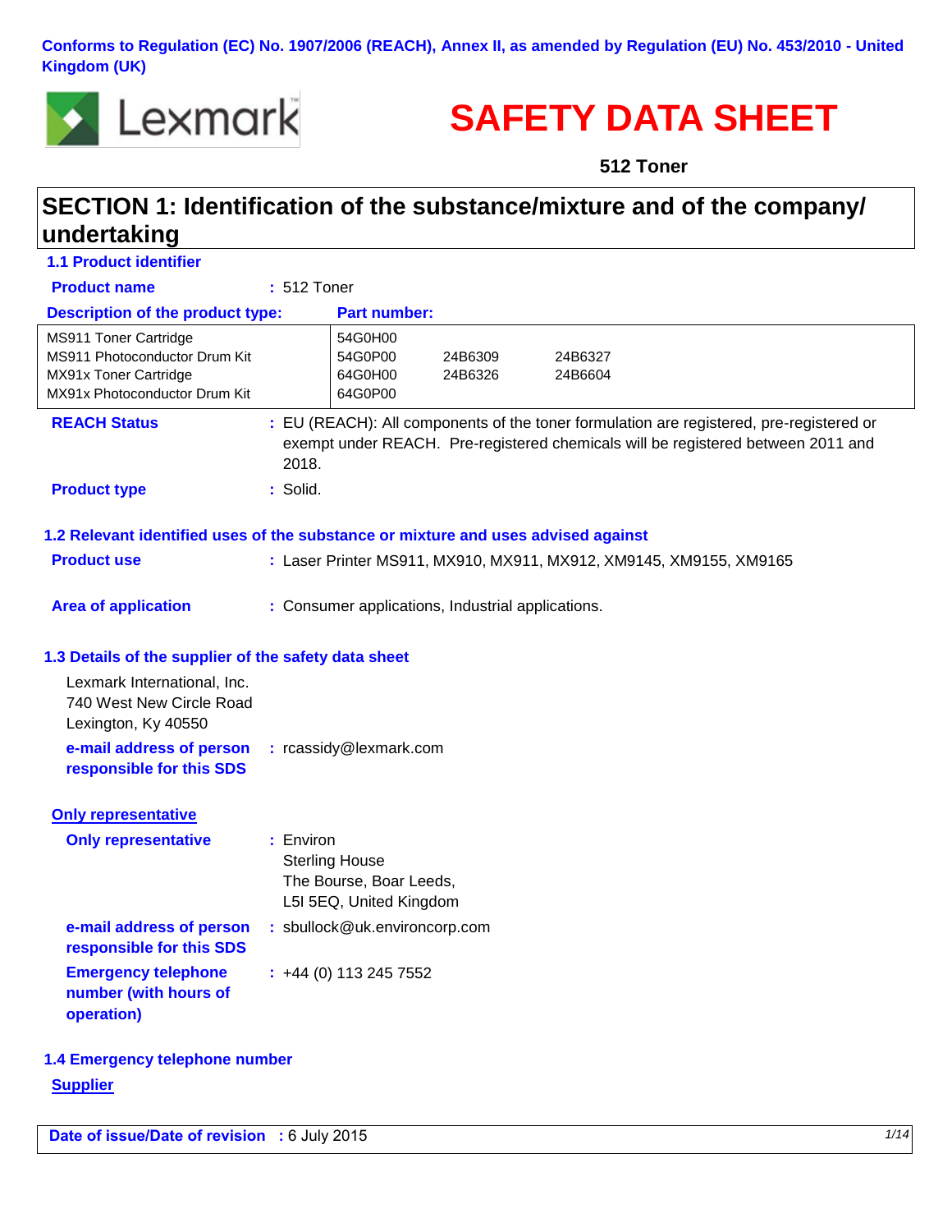Conforms to Regulation (EC) No. 1907/2006 (REACH), Annex II, as amended by Regulation (EU) No. 453/2010 - United Kingdom (UK)

Lexmark

# SAFETY DATA SHEET

**512 Toner**

## SECTION 1: Identification of the substance/mixture and of the company/undertaking

### 1.1 Product identifier

**Product name** : 512 Toner

| Description of the product type: | Part number: | | |
|---|---|---|---|
| MS911 Toner Cartridge | 54G0H00 | | |
| MS911 Photoconductor Drum Kit | 54G0P00 | 24B6309 | 24B6327 |
| MX91x Toner Cartridge | 64G0H00 | 24B6326 | 24B6604 |
| MX91x Photoconductor Drum Kit | 64G0P00 | | |

**REACH Status** : EU (REACH): All components of the toner formulation are registered, pre-registered or exempt under REACH. Pre-registered chemicals will be registered between 2011 and 2018.

**Product type** : Solid.

### 1.2 Relevant identified uses of the substance or mixture and uses advised against

**Product use** : Laser Printer MS911, MX910, MX911, MX912, XM9145, XM9155, XM9165

**Area of application** : Consumer applications, Industrial applications.

### 1.3 Details of the supplier of the safety data sheet

Lexmark International, Inc.
740 West New Circle Road
Lexington, Ky 40550

**e-mail address of person responsible for this SDS** : rcassidy@lexmark.com

**Only representative**

**Only representative** : Environ
Sterling House
The Bourse, Boar Leeds,
L5I 5EQ, United Kingdom

**e-mail address of person responsible for this SDS** : sbullock@uk.environcorp.com

**Emergency telephone number (with hours of operation)** : +44 (0) 113 245 7552

### 1.4 Emergency telephone number

**Supplier**

**Date of issue/Date of revision** : 6 July 2015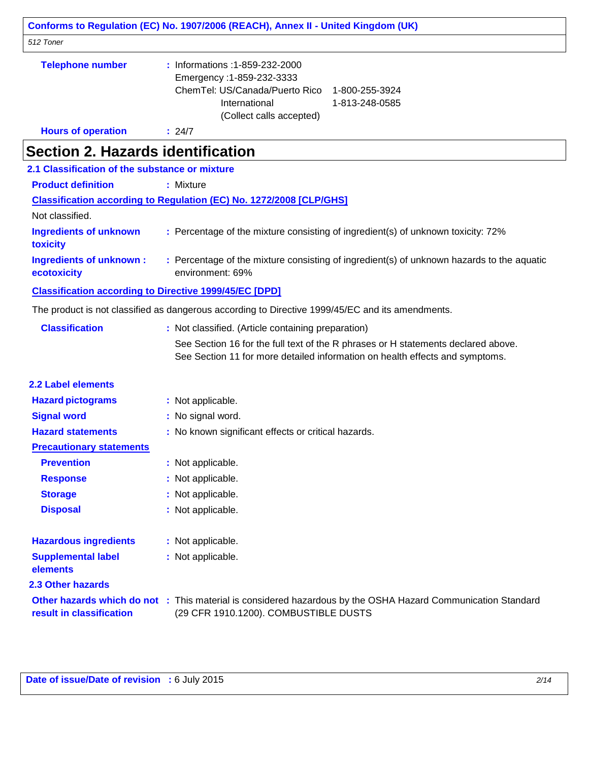**Telephone number** : Informations :1-859-232-2000
Emergency :1-859-232-3333
ChemTel: US/Canada/Puerto Rico 1-800-255-3924
International 1-813-248-0585
(Collect calls accepted)

**Hours of operation** : 24/7

# Section 2. Hazards identification

## 2.1 Classification of the substance or mixture

**Product definition** : Mixture

**Classification according to Regulation (EC) No. 1272/2008 [CLP/GHS]**

Not classified.

**Ingredients of unknown toxicity** : Percentage of the mixture consisting of ingredient(s) of unknown toxicity: 72%

**Ingredients of unknown ecotoxicity** : Percentage of the mixture consisting of ingredient(s) of unknown hazards to the aquatic environment: 69%

**Classification according to Directive 1999/45/EC [DPD]**

The product is not classified as dangerous according to Directive 1999/45/EC and its amendments.

**Classification** : Not classified. (Article containing preparation)

See Section 16 for the full text of the R phrases or H statements declared above.
See Section 11 for more detailed information on health effects and symptoms.

## 2.2 Label elements

**Hazard pictograms** : Not applicable.

**Signal word** : No signal word.

**Hazard statements** : No known significant effects or critical hazards.

**Precautionary statements**

**Prevention** : Not applicable.

**Response** : Not applicable.

**Storage** : Not applicable.

**Disposal** : Not applicable.

**Hazardous ingredients** : Not applicable.

**Supplemental label elements** : Not applicable.

## 2.3 Other hazards

**Other hazards which do not result in classification** : This material is considered hazardous by the OSHA Hazard Communication Standard (29 CFR 1910.1200). COMBUSTIBLE DUSTS

**Date of issue/Date of revision** : 6 July 2015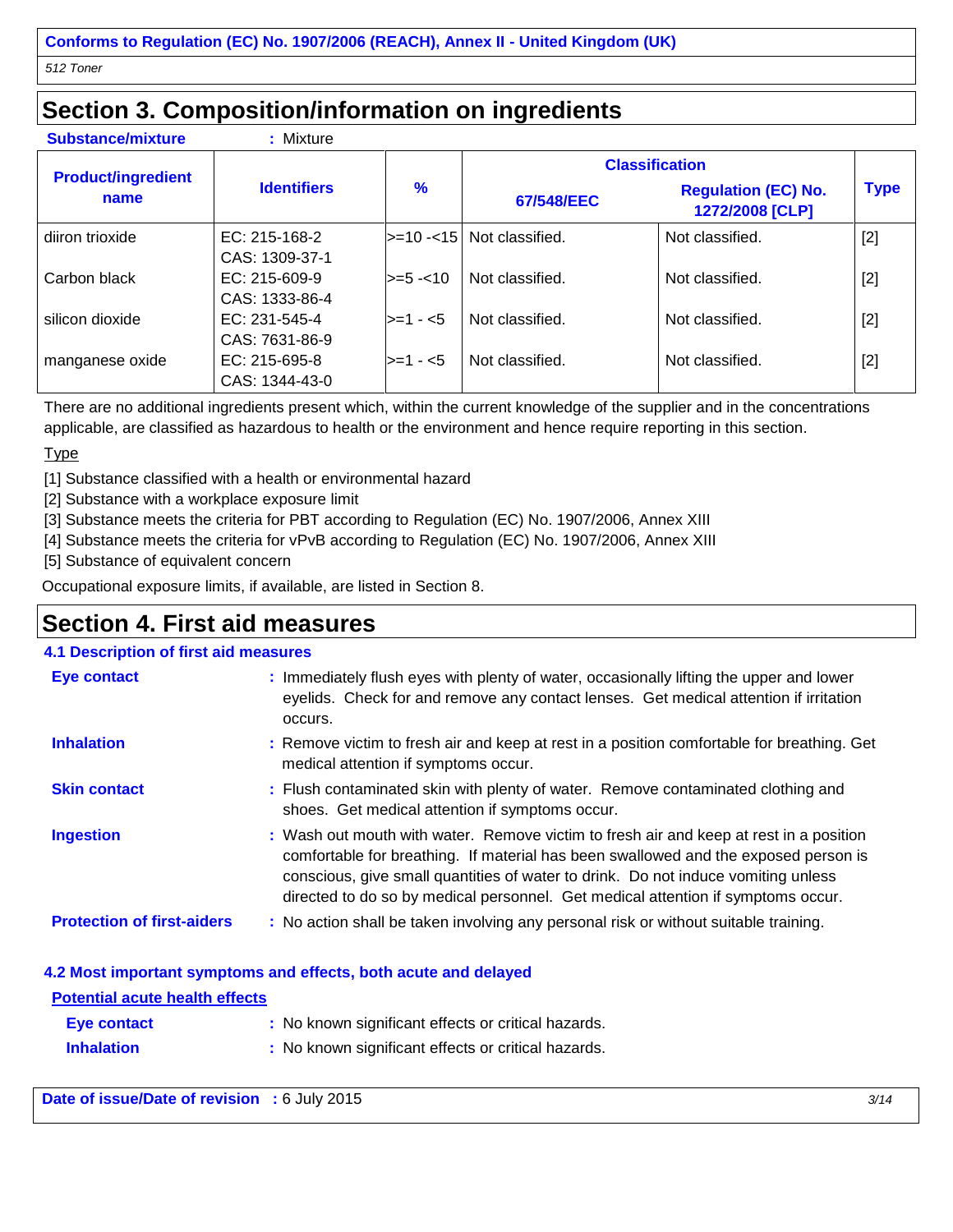## Section 3. Composition/information on ingredients

**Substance/mixture** : Mixture

| Product/ingredient name | Identifiers | % | Classification | | Type |
|---|---|---|---|---|---|
| | | | 67/548/EEC | Regulation (EC) No. 1272/2008 [CLP] | |
| diiron trioxide | EC: 215-168-2<br>CAS: 1309-37-1 | >=10 -<15 | Not classified. | Not classified. | [2] |
| Carbon black | EC: 215-609-9<br>CAS: 1333-86-4 | >=5 -<10 | Not classified. | Not classified. | [2] |
| silicon dioxide | EC: 231-545-4<br>CAS: 7631-86-9 | >=1 - <5 | Not classified. | Not classified. | [2] |
| manganese oxide | EC: 215-695-8<br>CAS: 1344-43-0 | >=1 - <5 | Not classified. | Not classified. | [2] |

There are no additional ingredients present which, within the current knowledge of the supplier and in the concentrations applicable, are classified as hazardous to health or the environment and hence require reporting in this section.

Type

[1] Substance classified with a health or environmental hazard
[2] Substance with a workplace exposure limit
[3] Substance meets the criteria for PBT according to Regulation (EC) No. 1907/2006, Annex XIII
[4] Substance meets the criteria for vPvB according to Regulation (EC) No. 1907/2006, Annex XIII
[5] Substance of equivalent concern

Occupational exposure limits, if available, are listed in Section 8.

## Section 4. First aid measures

### 4.1 Description of first aid measures

**Eye contact** : Immediately flush eyes with plenty of water, occasionally lifting the upper and lower eyelids. Check for and remove any contact lenses. Get medical attention if irritation occurs.

**Inhalation** : Remove victim to fresh air and keep at rest in a position comfortable for breathing. Get medical attention if symptoms occur.

**Skin contact** : Flush contaminated skin with plenty of water. Remove contaminated clothing and shoes. Get medical attention if symptoms occur.

**Ingestion** : Wash out mouth with water. Remove victim to fresh air and keep at rest in a position comfortable for breathing. If material has been swallowed and the exposed person is conscious, give small quantities of water to drink. Do not induce vomiting unless directed to do so by medical personnel. Get medical attention if symptoms occur.

**Protection of first-aiders** : No action shall be taken involving any personal risk or without suitable training.

### 4.2 Most important symptoms and effects, both acute and delayed

**Potential acute health effects**

**Eye contact** : No known significant effects or critical hazards.

**Inhalation** : No known significant effects or critical hazards.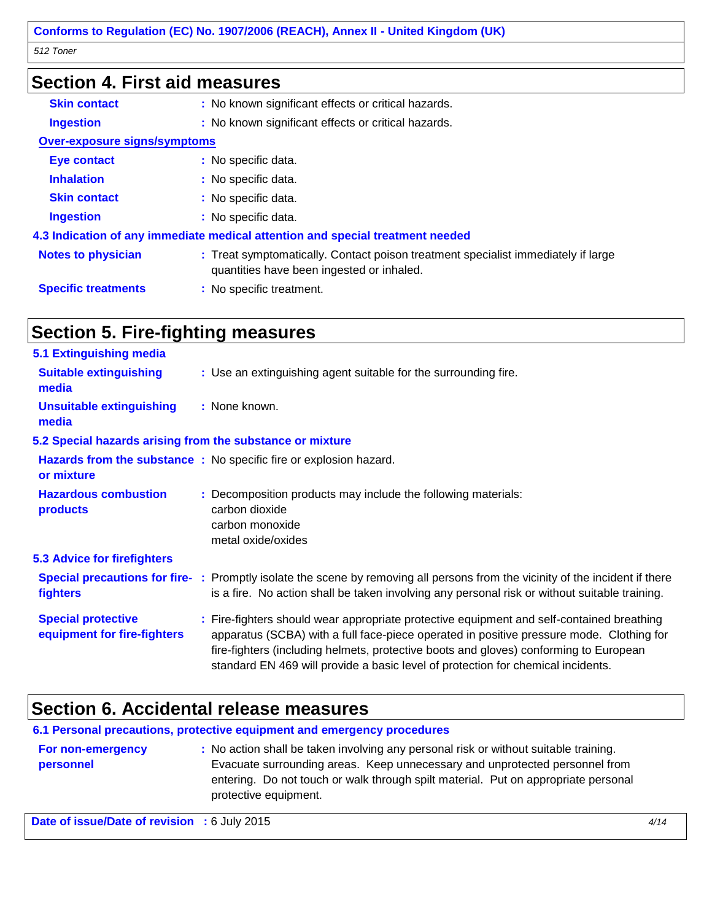## Section 4. First aid measures

**Skin contact** : No known significant effects or critical hazards.

**Ingestion** : No known significant effects or critical hazards.

**Over-exposure signs/symptoms**

**Eye contact** : No specific data.

**Inhalation** : No specific data.

**Skin contact** : No specific data.

**Ingestion** : No specific data.

### 4.3 Indication of any immediate medical attention and special treatment needed

**Notes to physician** : Treat symptomatically. Contact poison treatment specialist immediately if large quantities have been ingested or inhaled.

**Specific treatments** : No specific treatment.

## Section 5. Fire-fighting measures

### 5.1 Extinguishing media

**Suitable extinguishing media** : Use an extinguishing agent suitable for the surrounding fire.

**Unsuitable extinguishing media** : None known.

### 5.2 Special hazards arising from the substance or mixture

**Hazards from the substance or mixture** : No specific fire or explosion hazard.

**Hazardous combustion products** : Decomposition products may include the following materials:
carbon dioxide
carbon monoxide
metal oxide/oxides

### 5.3 Advice for firefighters

**Special precautions for fire-fighters** : Promptly isolate the scene by removing all persons from the vicinity of the incident if there is a fire. No action shall be taken involving any personal risk or without suitable training.

**Special protective equipment for fire-fighters** : Fire-fighters should wear appropriate protective equipment and self-contained breathing apparatus (SCBA) with a full face-piece operated in positive pressure mode. Clothing for fire-fighters (including helmets, protective boots and gloves) conforming to European standard EN 469 will provide a basic level of protection for chemical incidents.

## Section 6. Accidental release measures

### 6.1 Personal precautions, protective equipment and emergency procedures

**For non-emergency personnel** : No action shall be taken involving any personal risk or without suitable training. Evacuate surrounding areas. Keep unnecessary and unprotected personnel from entering. Do not touch or walk through spilt material. Put on appropriate personal protective equipment.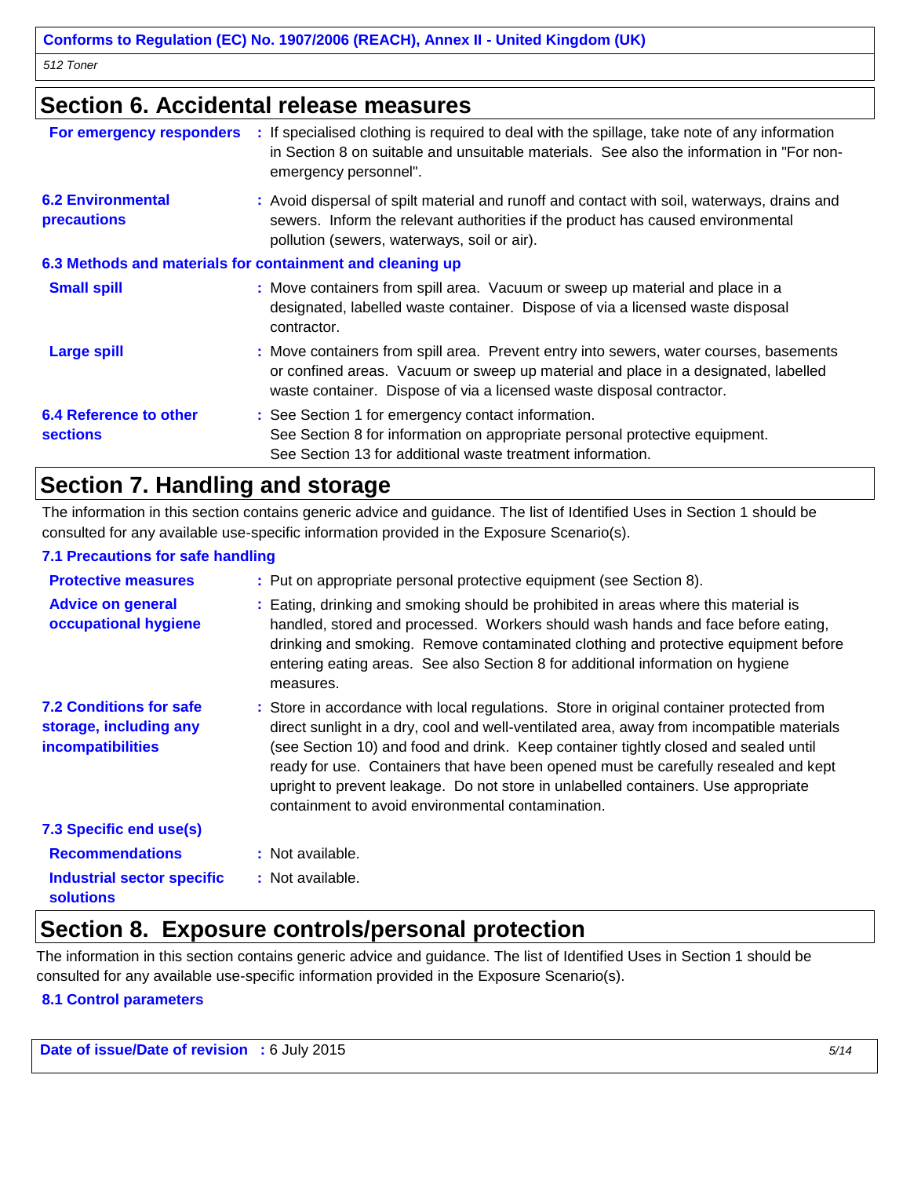## Section 6. Accidental release measures

| | |
|---|---|
| **For emergency responders** | : If specialised clothing is required to deal with the spillage, take note of any information in Section 8 on suitable and unsuitable materials. See also the information in "For non-emergency personnel". |
| **6.2 Environmental precautions** | : Avoid dispersal of spilt material and runoff and contact with soil, waterways, drains and sewers. Inform the relevant authorities if the product has caused environmental pollution (sewers, waterways, soil or air). |

### 6.3 Methods and materials for containment and cleaning up

| | |
|---|---|
| **Small spill** | : Move containers from spill area. Vacuum or sweep up material and place in a designated, labelled waste container. Dispose of via a licensed waste disposal contractor. |
| **Large spill** | : Move containers from spill area. Prevent entry into sewers, water courses, basements or confined areas. Vacuum or sweep up material and place in a designated, labelled waste container. Dispose of via a licensed waste disposal contractor. |
| **6.4 Reference to other sections** | : See Section 1 for emergency contact information.<br>See Section 8 for information on appropriate personal protective equipment.<br>See Section 13 for additional waste treatment information. |

## Section 7. Handling and storage

The information in this section contains generic advice and guidance. The list of Identified Uses in Section 1 should be consulted for any available use-specific information provided in the Exposure Scenario(s).

### 7.1 Precautions for safe handling

| | |
|---|---|
| **Protective measures** | : Put on appropriate personal protective equipment (see Section 8). |
| **Advice on general occupational hygiene** | : Eating, drinking and smoking should be prohibited in areas where this material is handled, stored and processed. Workers should wash hands and face before eating, drinking and smoking. Remove contaminated clothing and protective equipment before entering eating areas. See also Section 8 for additional information on hygiene measures. |
| **7.2 Conditions for safe storage, including any incompatibilities** | : Store in accordance with local regulations. Store in original container protected from direct sunlight in a dry, cool and well-ventilated area, away from incompatible materials (see Section 10) and food and drink. Keep container tightly closed and sealed until ready for use. Containers that have been opened must be carefully resealed and kept upright to prevent leakage. Do not store in unlabelled containers. Use appropriate containment to avoid environmental contamination. |

### 7.3 Specific end use(s)

| | |
|---|---|
| **Recommendations** | : Not available. |
| **Industrial sector specific solutions** | : Not available. |

## Section 8. Exposure controls/personal protection

The information in this section contains generic advice and guidance. The list of Identified Uses in Section 1 should be consulted for any available use-specific information provided in the Exposure Scenario(s).

### 8.1 Control parameters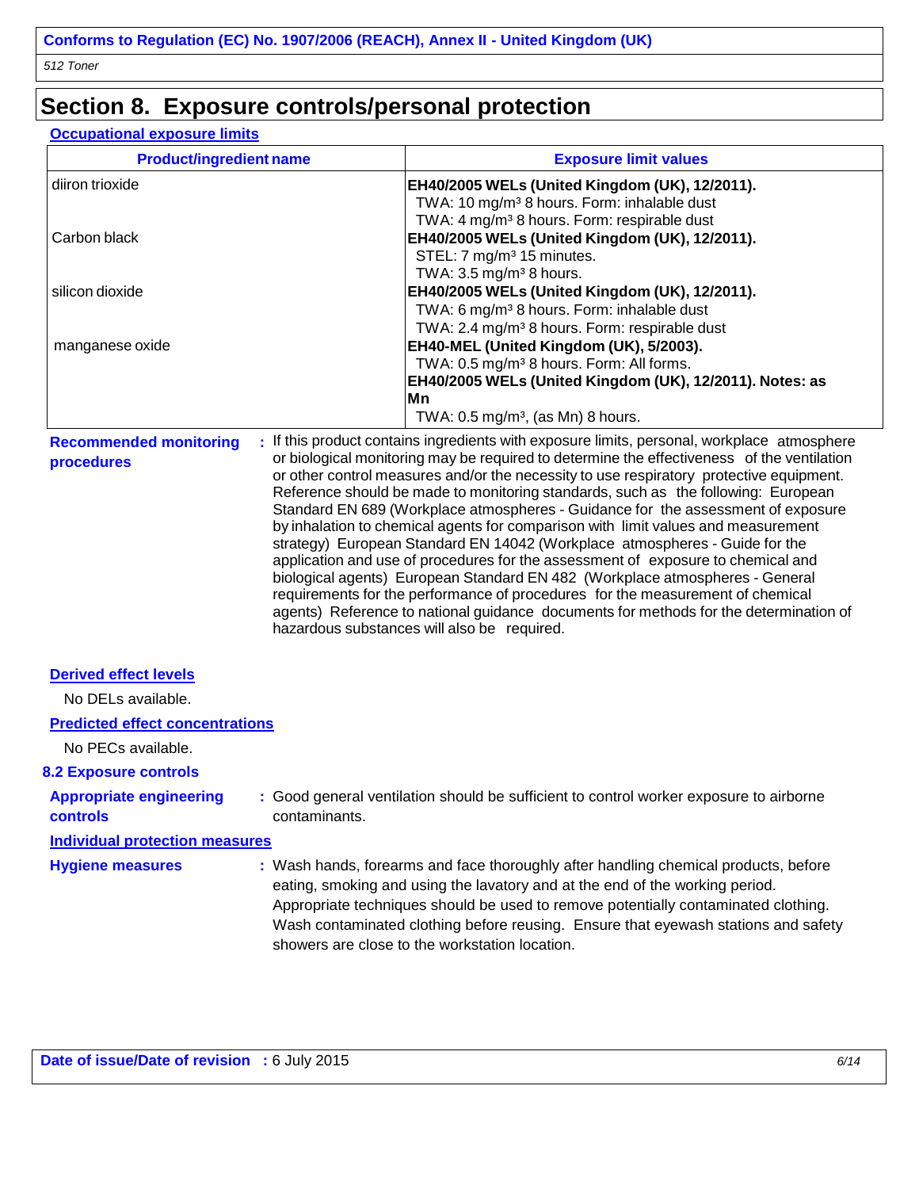# Section 8. Exposure controls/personal protection

**Occupational exposure limits**

| Product/ingredient name | Exposure limit values |
| --- | --- |
| diiron trioxide | **EH40/2005 WELs (United Kingdom (UK), 12/2011).**<br>TWA: 10 mg/m³ 8 hours. Form: inhalable dust<br>TWA: 4 mg/m³ 8 hours. Form: respirable dust |
| Carbon black | **EH40/2005 WELs (United Kingdom (UK), 12/2011).**<br>STEL: 7 mg/m³ 15 minutes.<br>TWA: 3.5 mg/m³ 8 hours. |
| silicon dioxide | **EH40/2005 WELs (United Kingdom (UK), 12/2011).**<br>TWA: 6 mg/m³ 8 hours. Form: inhalable dust<br>TWA: 2.4 mg/m³ 8 hours. Form: respirable dust |
| manganese oxide | **EH40-MEL (United Kingdom (UK), 5/2003).**<br>TWA: 0.5 mg/m³ 8 hours. Form: All forms.<br>**EH40/2005 WELs (United Kingdom (UK), 12/2011). Notes: as Mn**<br>TWA: 0.5 mg/m³, (as Mn) 8 hours. |

**Recommended monitoring procedures** : If this product contains ingredients with exposure limits, personal, workplace atmosphere or biological monitoring may be required to determine the effectiveness of the ventilation or other control measures and/or the necessity to use respiratory protective equipment. Reference should be made to monitoring standards, such as the following: European Standard EN 689 (Workplace atmospheres - Guidance for the assessment of exposure by inhalation to chemical agents for comparison with limit values and measurement strategy) European Standard EN 14042 (Workplace atmospheres - Guide for the application and use of procedures for the assessment of exposure to chemical and biological agents) European Standard EN 482 (Workplace atmospheres - General requirements for the performance of procedures for the measurement of chemical agents) Reference to national guidance documents for methods for the determination of hazardous substances will also be required.

**Derived effect levels**

No DELs available.

**Predicted effect concentrations**

No PECs available.

## 8.2 Exposure controls

**Appropriate engineering controls** : Good general ventilation should be sufficient to control worker exposure to airborne contaminants.

**Individual protection measures**

**Hygiene measures** : Wash hands, forearms and face thoroughly after handling chemical products, before eating, smoking and using the lavatory and at the end of the working period. Appropriate techniques should be used to remove potentially contaminated clothing. Wash contaminated clothing before reusing. Ensure that eyewash stations and safety showers are close to the workstation location.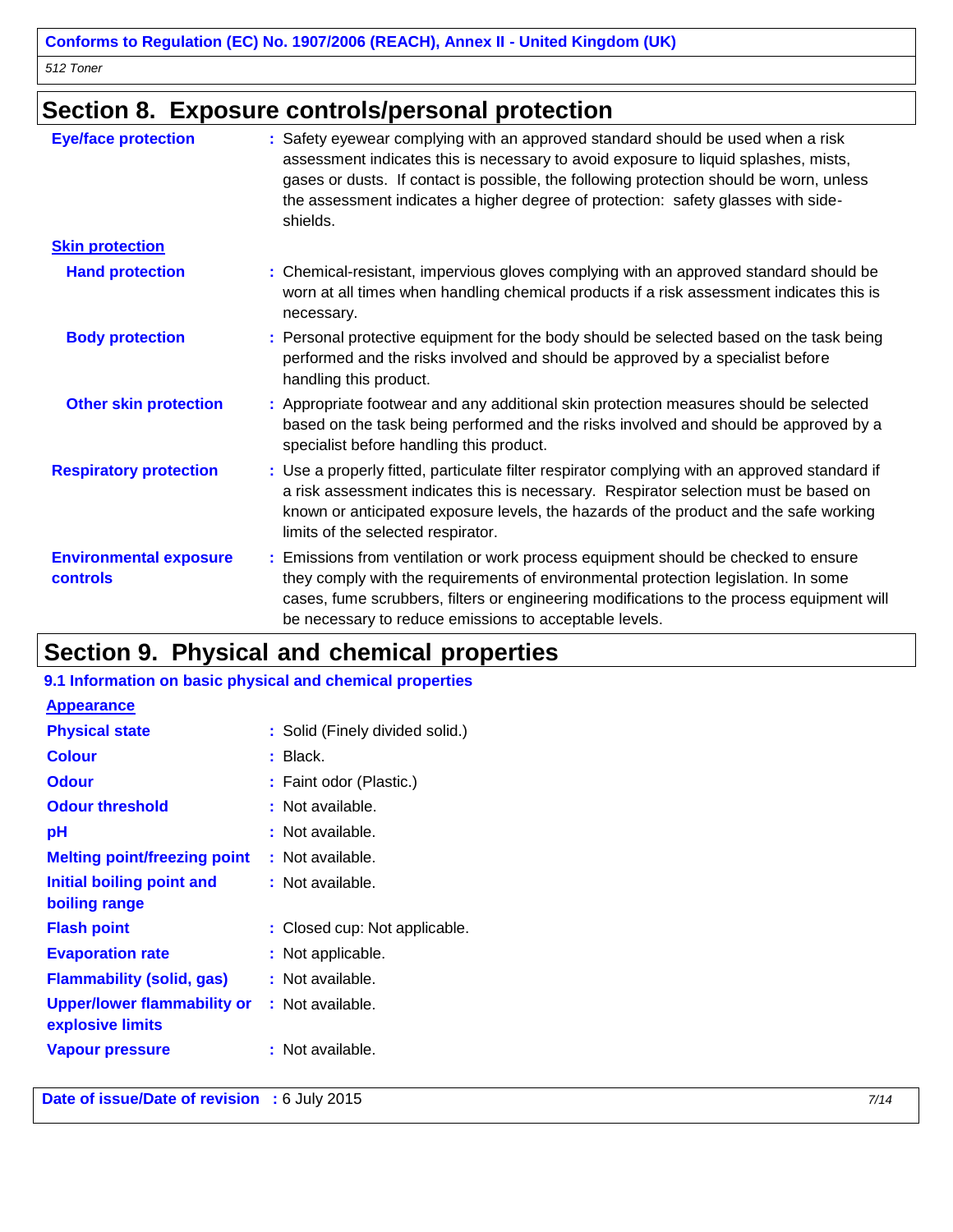## Section 8. Exposure controls/personal protection

**Eye/face protection** : Safety eyewear complying with an approved standard should be used when a risk assessment indicates this is necessary to avoid exposure to liquid splashes, mists, gases or dusts. If contact is possible, the following protection should be worn, unless the assessment indicates a higher degree of protection: safety glasses with side-shields.

**Skin protection**

**Hand protection** : Chemical-resistant, impervious gloves complying with an approved standard should be worn at all times when handling chemical products if a risk assessment indicates this is necessary.

**Body protection** : Personal protective equipment for the body should be selected based on the task being performed and the risks involved and should be approved by a specialist before handling this product.

**Other skin protection** : Appropriate footwear and any additional skin protection measures should be selected based on the task being performed and the risks involved and should be approved by a specialist before handling this product.

**Respiratory protection** : Use a properly fitted, particulate filter respirator complying with an approved standard if a risk assessment indicates this is necessary. Respirator selection must be based on known or anticipated exposure levels, the hazards of the product and the safe working limits of the selected respirator.

**Environmental exposure controls** : Emissions from ventilation or work process equipment should be checked to ensure they comply with the requirements of environmental protection legislation. In some cases, fume scrubbers, filters or engineering modifications to the process equipment will be necessary to reduce emissions to acceptable levels.

## Section 9. Physical and chemical properties

### 9.1 Information on basic physical and chemical properties

**Appearance**

**Physical state** : Solid (Finely divided solid.)

**Colour** : Black.

**Odour** : Faint odor (Plastic.)

**Odour threshold** : Not available.

**pH** : Not available.

**Melting point/freezing point** : Not available.

**Initial boiling point and boiling range** : Not available.

**Flash point** : Closed cup: Not applicable.

**Evaporation rate** : Not applicable.

**Flammability (solid, gas)** : Not available.

**Upper/lower flammability or explosive limits** : Not available.

**Vapour pressure** : Not available.

**Date of issue/Date of revision** : 6 July 2015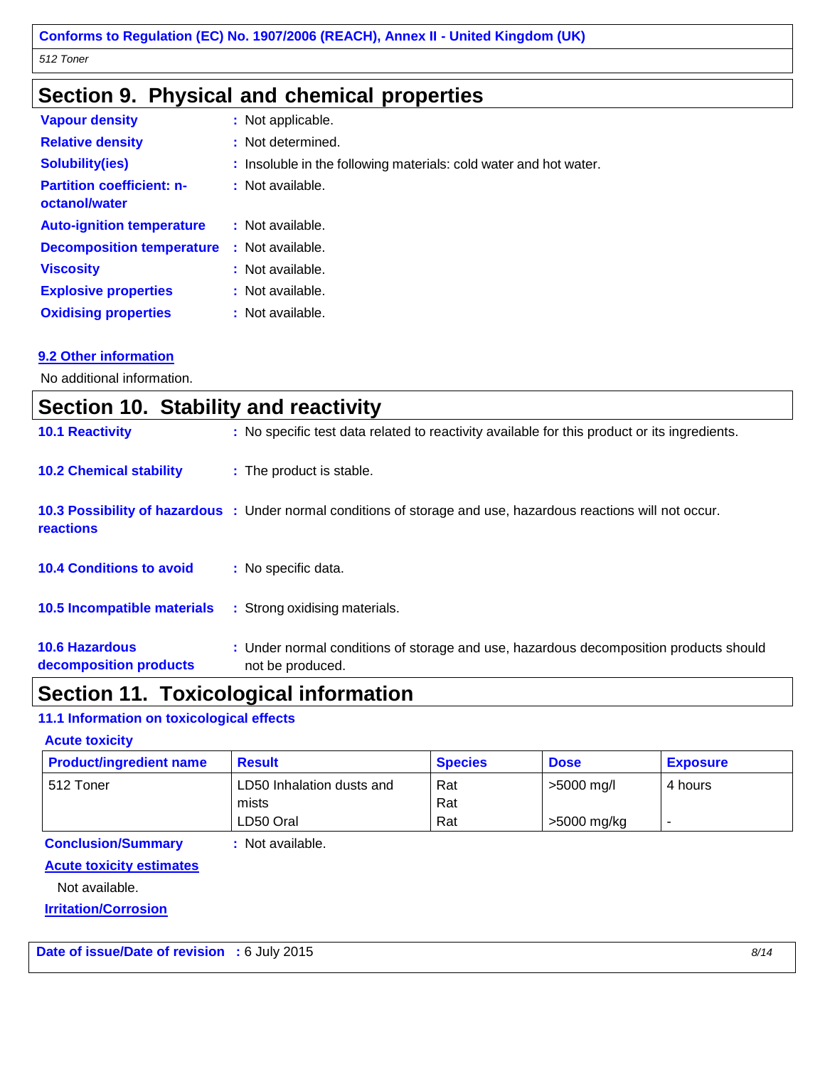## Section 9. Physical and chemical properties

| | |
|---|---|
| **Vapour density** | : Not applicable. |
| **Relative density** | : Not determined. |
| **Solubility(ies)** | : Insoluble in the following materials: cold water and hot water. |
| **Partition coefficient: n-octanol/water** | : Not available. |
| **Auto-ignition temperature** | : Not available. |
| **Decomposition temperature** | : Not available. |
| **Viscosity** | : Not available. |
| **Explosive properties** | : Not available. |
| **Oxidising properties** | : Not available. |

### 9.2 Other information

No additional information.

## Section 10. Stability and reactivity

**10.1 Reactivity** : No specific test data related to reactivity available for this product or its ingredients.

**10.2 Chemical stability** : The product is stable.

**10.3 Possibility of hazardous reactions** : Under normal conditions of storage and use, hazardous reactions will not occur.

**10.4 Conditions to avoid** : No specific data.

**10.5 Incompatible materials** : Strong oxidising materials.

**10.6 Hazardous decomposition products** : Under normal conditions of storage and use, hazardous decomposition products should not be produced.

## Section 11. Toxicological information

### 11.1 Information on toxicological effects

**Acute toxicity**

| Product/ingredient name | Result | Species | Dose | Exposure |
|---|---|---|---|---|
| 512 Toner | LD50 Inhalation dusts and mists | Rat | >5000 mg/l | 4 hours |
| | LD50 Oral | Rat | >5000 mg/kg | - |

**Conclusion/Summary** : Not available.

**Acute toxicity estimates**

Not available.

**Irritation/Corrosion**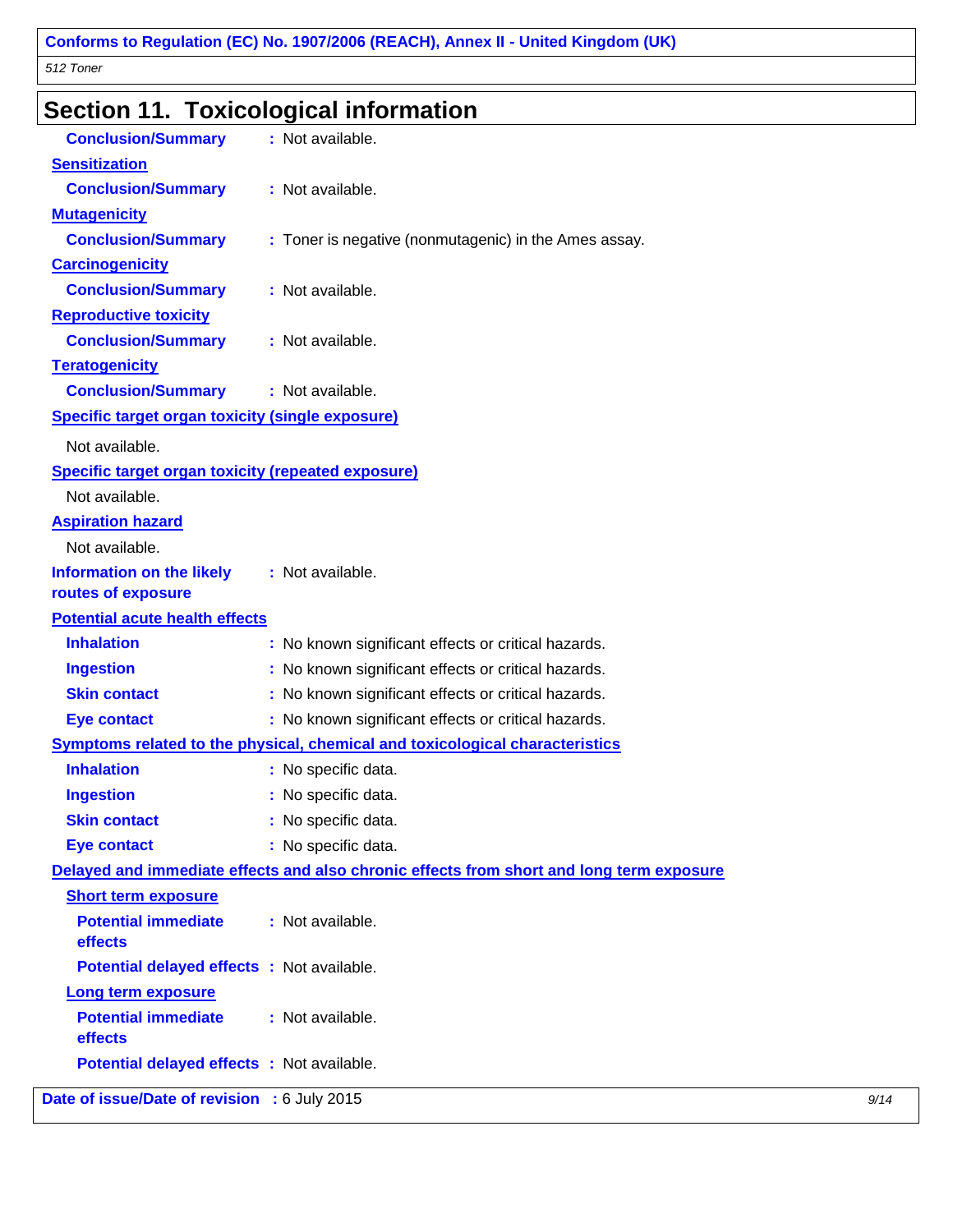# Section 11. Toxicological information

**Conclusion/Summary** : Not available.

**Sensitization**

**Conclusion/Summary** : Not available.

**Mutagenicity**

**Conclusion/Summary** : Toner is negative (nonmutagenic) in the Ames assay.

**Carcinogenicity**

**Conclusion/Summary** : Not available.

**Reproductive toxicity**

**Conclusion/Summary** : Not available.

**Teratogenicity**

**Conclusion/Summary** : Not available.

**Specific target organ toxicity (single exposure)**

Not available.

**Specific target organ toxicity (repeated exposure)**

Not available.

**Aspiration hazard**

Not available.

**Information on the likely routes of exposure** : Not available.

**Potential acute health effects**

**Inhalation** : No known significant effects or critical hazards.

**Ingestion** : No known significant effects or critical hazards.

**Skin contact** : No known significant effects or critical hazards.

**Eye contact** : No known significant effects or critical hazards.

**Symptoms related to the physical, chemical and toxicological characteristics**

**Inhalation** : No specific data.

**Ingestion** : No specific data.

**Skin contact** : No specific data.

**Eye contact** : No specific data.

**Delayed and immediate effects and also chronic effects from short and long term exposure**

**Short term exposure**

**Potential immediate effects** : Not available.

**Potential delayed effects** : Not available.

**Long term exposure**

**Potential immediate effects** : Not available.

**Potential delayed effects** : Not available.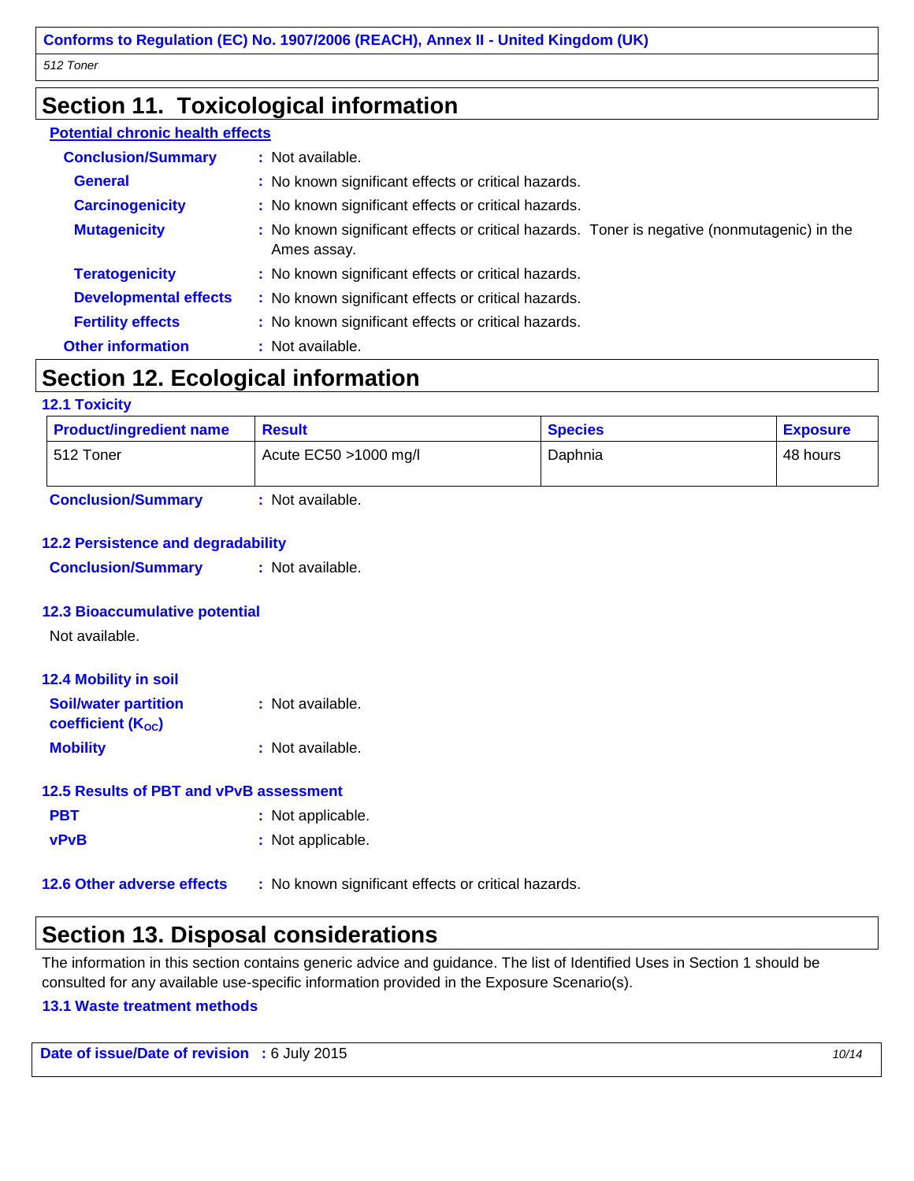## Section 11. Toxicological information

**Potential chronic health effects**

**Conclusion/Summary** : Not available.

**General** : No known significant effects or critical hazards.

**Carcinogenicity** : No known significant effects or critical hazards.

**Mutagenicity** : No known significant effects or critical hazards. Toner is negative (nonmutagenic) in the Ames assay.

**Teratogenicity** : No known significant effects or critical hazards.

**Developmental effects** : No known significant effects or critical hazards.

**Fertility effects** : No known significant effects or critical hazards.

**Other information** : Not available.

## Section 12. Ecological information

### 12.1 Toxicity

| Product/ingredient name | Result | Species | Exposure |
|---|---|---|---|
| 512 Toner | Acute EC50 >1000 mg/l | Daphnia | 48 hours |

**Conclusion/Summary** : Not available.

### 12.2 Persistence and degradability

**Conclusion/Summary** : Not available.

### 12.3 Bioaccumulative potential

Not available.

### 12.4 Mobility in soil

**Soil/water partition coefficient ($K_{OC}$)** : Not available.

**Mobility** : Not available.

### 12.5 Results of PBT and vPvB assessment

**PBT** : Not applicable.

**vPvB** : Not applicable.

### 12.6 Other adverse effects

: No known significant effects or critical hazards.

## Section 13. Disposal considerations

The information in this section contains generic advice and guidance. The list of Identified Uses in Section 1 should be consulted for any available use-specific information provided in the Exposure Scenario(s).

### 13.1 Waste treatment methods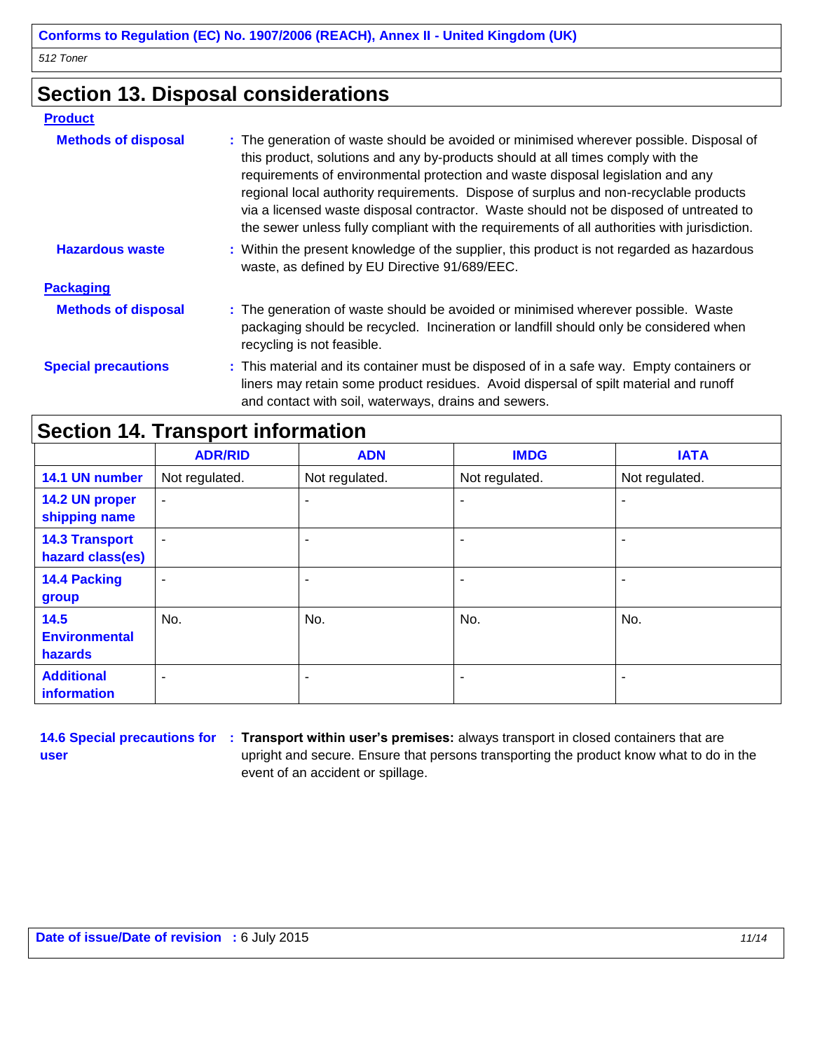## Section 13. Disposal considerations

### Product

**Methods of disposal** : The generation of waste should be avoided or minimised wherever possible. Disposal of this product, solutions and any by-products should at all times comply with the requirements of environmental protection and waste disposal legislation and any regional local authority requirements. Dispose of surplus and non-recyclable products via a licensed waste disposal contractor. Waste should not be disposed of untreated to the sewer unless fully compliant with the requirements of all authorities with jurisdiction.

**Hazardous waste** : Within the present knowledge of the supplier, this product is not regarded as hazardous waste, as defined by EU Directive 91/689/EEC.

### Packaging

**Methods of disposal** : The generation of waste should be avoided or minimised wherever possible. Waste packaging should be recycled. Incineration or landfill should only be considered when recycling is not feasible.

**Special precautions** : This material and its container must be disposed of in a safe way. Empty containers or liners may retain some product residues. Avoid dispersal of spilt material and runoff and contact with soil, waterways, drains and sewers.

## Section 14. Transport information

| | ADR/RID | ADN | IMDG | IATA |
|---|---|---|---|---|
| 14.1 UN number | Not regulated. | Not regulated. | Not regulated. | Not regulated. |
| 14.2 UN proper shipping name | - | - | - | - |
| 14.3 Transport hazard class(es) | - | - | - | - |
| 14.4 Packing group | - | - | - | - |
| 14.5 Environmental hazards | No. | No. | No. | No. |
| Additional information | - | - | - | - |

**14.6 Special precautions for user** : **Transport within user's premises:** always transport in closed containers that are upright and secure. Ensure that persons transporting the product know what to do in the event of an accident or spillage.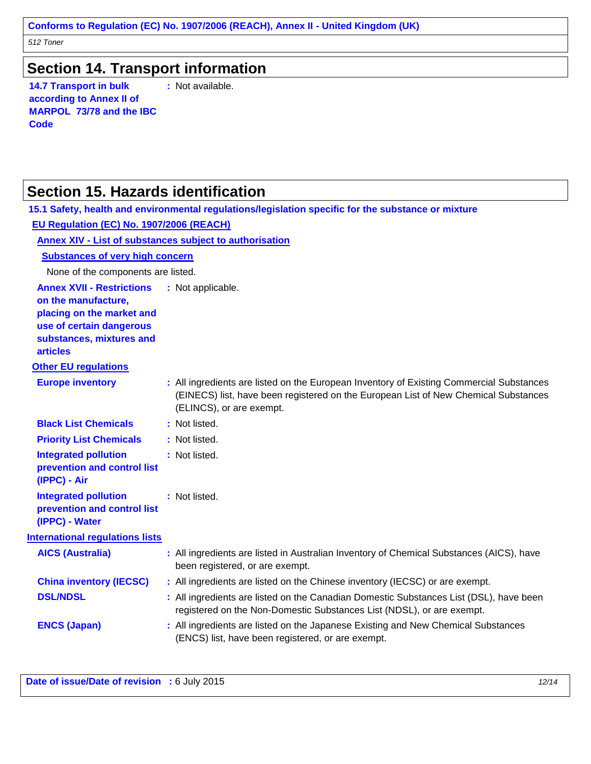## Section 14. Transport information

**14.7 Transport in bulk according to Annex II of MARPOL 73/78 and the IBC Code** : Not available.

## Section 15. Hazards identification

### 15.1 Safety, health and environmental regulations/legislation specific for the substance or mixture

**EU Regulation (EC) No. 1907/2006 (REACH)**

**Annex XIV - List of substances subject to authorisation**

**Substances of very high concern**

None of the components are listed.

**Annex XVII - Restrictions on the manufacture, placing on the market and use of certain dangerous substances, mixtures and articles** : Not applicable.

**Other EU regulations**

**Europe inventory** : All ingredients are listed on the European Inventory of Existing Commercial Substances (EINECS) list, have been registered on the European List of New Chemical Substances (ELINCS), or are exempt.

**Black List Chemicals** : Not listed.

**Priority List Chemicals** : Not listed.

**Integrated pollution prevention and control list (IPPC) - Air** : Not listed.

**Integrated pollution prevention and control list (IPPC) - Water** : Not listed.

**International regulations lists**

**AICS (Australia)** : All ingredients are listed in Australian Inventory of Chemical Substances (AICS), have been registered, or are exempt.

**China inventory (IECSC)** : All ingredients are listed on the Chinese inventory (IECSC) or are exempt.

**DSL/NDSL** : All ingredients are listed on the Canadian Domestic Substances List (DSL), have been registered on the Non-Domestic Substances List (NDSL), or are exempt.

**ENCS (Japan)** : All ingredients are listed on the Japanese Existing and New Chemical Substances (ENCS) list, have been registered, or are exempt.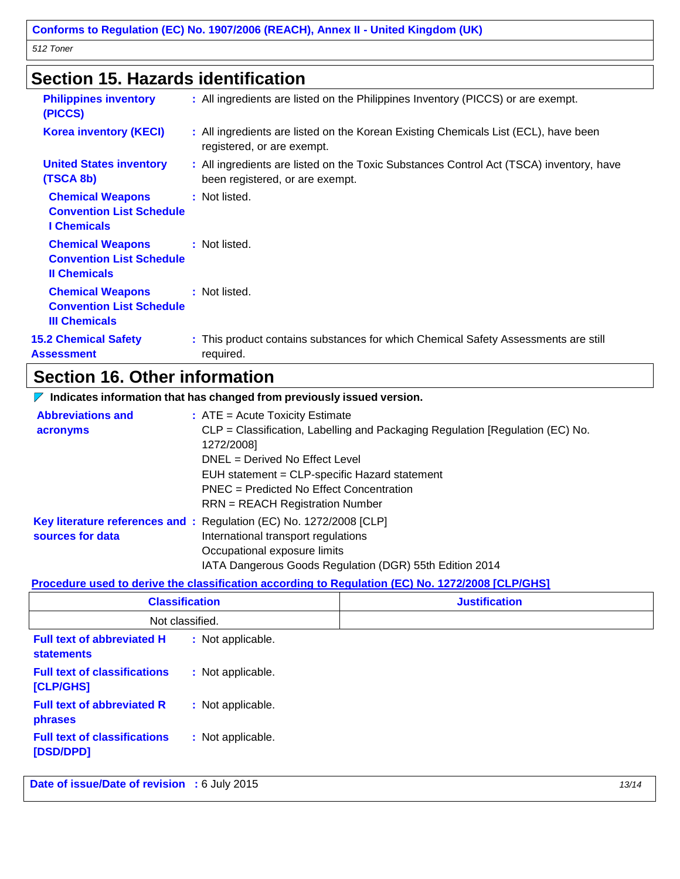## Section 15. Hazards identification

**Philippines inventory (PICCS)** : All ingredients are listed on the Philippines Inventory (PICCS) or are exempt.

**Korea inventory (KECI)** : All ingredients are listed on the Korean Existing Chemicals List (ECL), have been registered, or are exempt.

**United States inventory (TSCA 8b)** : All ingredients are listed on the Toxic Substances Control Act (TSCA) inventory, have been registered, or are exempt.

**Chemical Weapons Convention List Schedule I Chemicals** : Not listed.

**Chemical Weapons Convention List Schedule II Chemicals** : Not listed.

**Chemical Weapons Convention List Schedule III Chemicals** : Not listed.

**15.2 Chemical Safety Assessment** : This product contains substances for which Chemical Safety Assessments are still required.

## Section 16. Other information

**Indicates information that has changed from previously issued version.**

**Abbreviations and acronyms** : ATE = Acute Toxicity Estimate
CLP = Classification, Labelling and Packaging Regulation [Regulation (EC) No. 1272/2008]
DNEL = Derived No Effect Level
EUH statement = CLP-specific Hazard statement
PNEC = Predicted No Effect Concentration
RRN = REACH Registration Number

**Key literature references and sources for data** : Regulation (EC) No. 1272/2008 [CLP]
International transport regulations
Occupational exposure limits
IATA Dangerous Goods Regulation (DGR) 55th Edition 2014

**Procedure used to derive the classification according to Regulation (EC) No. 1272/2008 [CLP/GHS]**

| Classification | Justification |
|---|---|
| Not classified. | |

**Full text of abbreviated H statements** : Not applicable.

**Full text of classifications [CLP/GHS]** : Not applicable.

**Full text of abbreviated R phrases** : Not applicable.

**Full text of classifications [DSD/DPD]** : Not applicable.

**Date of issue/Date of revision** : 6 July 2015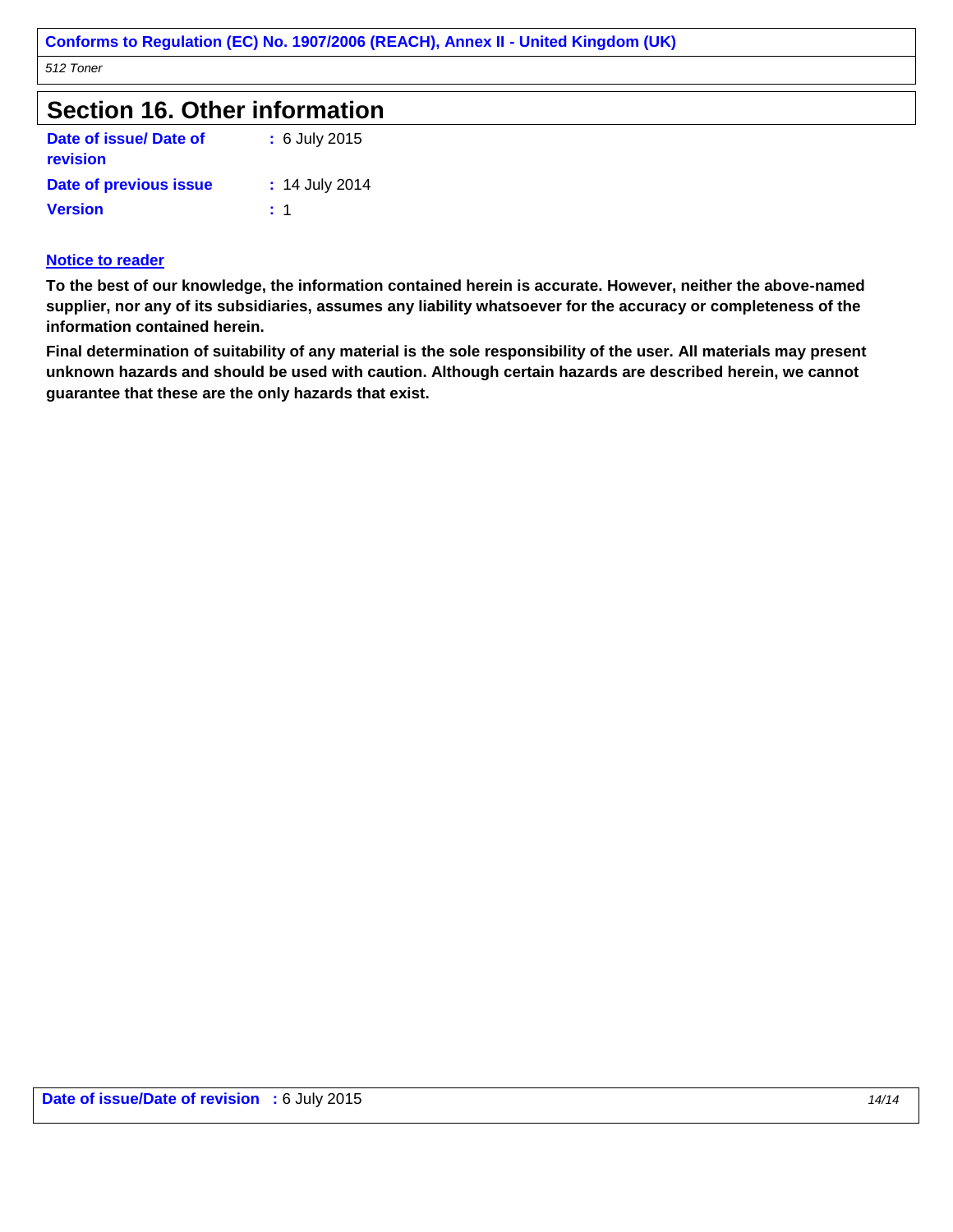## Section 16. Other information

| | |
|---|---|
| **Date of issue/ Date of revision** | : 6 July 2015 |
| **Date of previous issue** | : 14 July 2014 |
| **Version** | : 1 |

**Notice to reader**

**To the best of our knowledge, the information contained herein is accurate. However, neither the above-named supplier, nor any of its subsidiaries, assumes any liability whatsoever for the accuracy or completeness of the information contained herein.**

**Final determination of suitability of any material is the sole responsibility of the user. All materials may present unknown hazards and should be used with caution. Although certain hazards are described herein, we cannot guarantee that these are the only hazards that exist.**